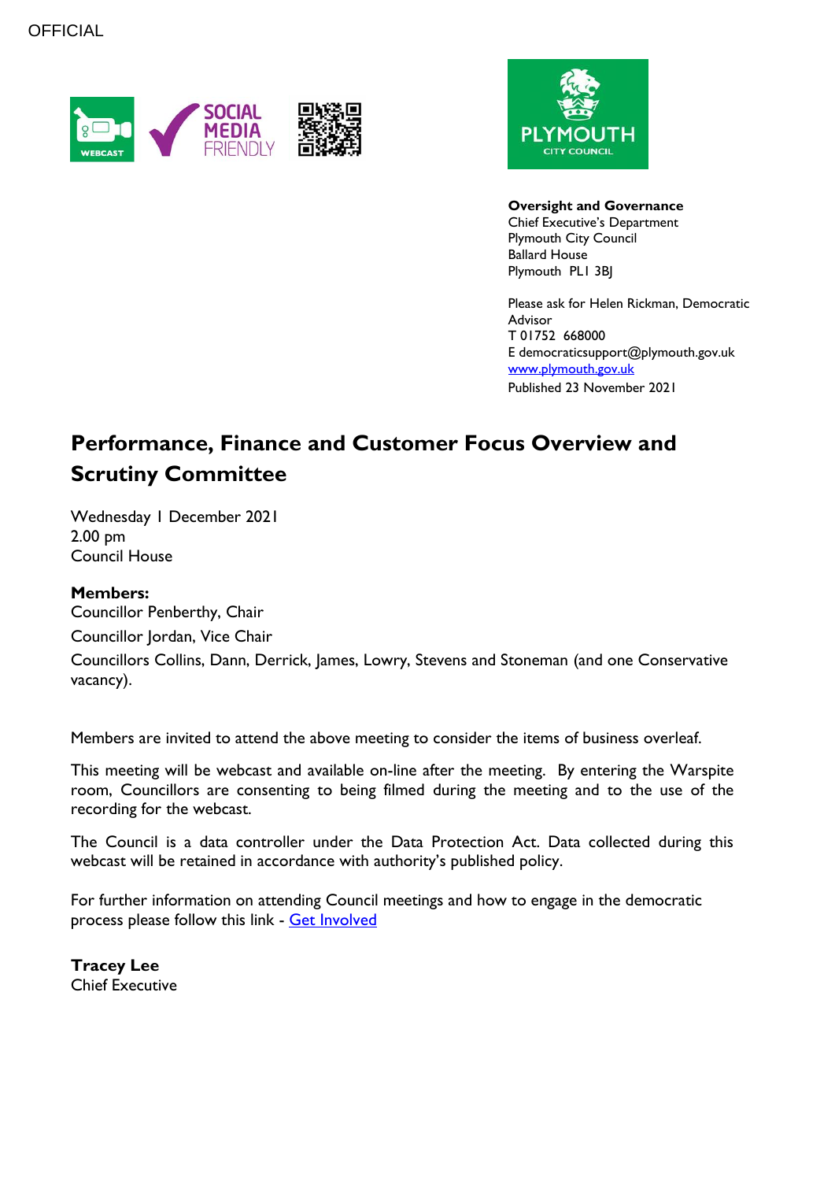OFFICIAL

**Oversight and Governance**
Chief Executive's Department
Plymouth City Council
Ballard House
Plymouth PL1 3BJ

Please ask for Helen Rickman, Democratic Advisor
T 01752 668000
E democraticsupport@plymouth.gov.uk
[www.plymouth.gov.uk](www.plymouth.gov.uk)
Published 23 November 2021

# Performance, Finance and Customer Focus Overview and Scrutiny Committee

Wednesday 1 December 2021
2.00 pm
Council House

**Members:**
Councillor Penberthy, Chair
Councillor Jordan, Vice Chair
Councillors Collins, Dann, Derrick, James, Lowry, Stevens and Stoneman (and one Conservative vacancy).

Members are invited to attend the above meeting to consider the items of business overleaf.

This meeting will be webcast and available on-line after the meeting. By entering the Warspite room, Councillors are consenting to being filmed during the meeting and to the use of the recording for the webcast.

The Council is a data controller under the Data Protection Act. Data collected during this webcast will be retained in accordance with authority's published policy.

For further information on attending Council meetings and how to engage in the democratic process please follow this link - Get Involved

**Tracey Lee**
Chief Executive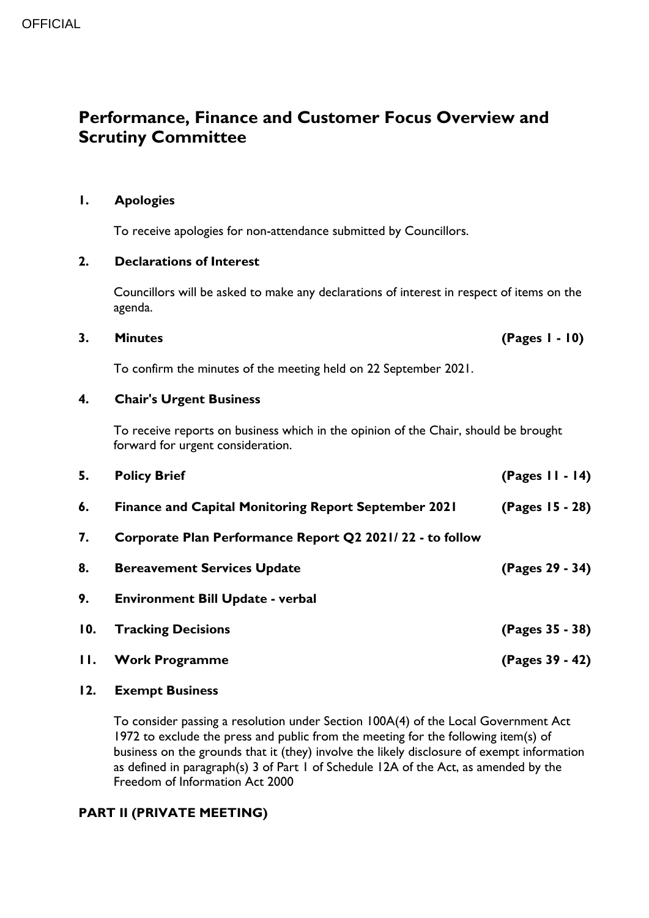OFFICIAL

# Performance, Finance and Customer Focus Overview and Scrutiny Committee

**1. Apologies**

To receive apologies for non-attendance submitted by Councillors.

**2. Declarations of Interest**

Councillors will be asked to make any declarations of interest in respect of items on the agenda.

**3. Minutes** **(Pages 1 - 10)**

To confirm the minutes of the meeting held on 22 September 2021.

**4. Chair's Urgent Business**

To receive reports on business which in the opinion of the Chair, should be brought forward for urgent consideration.

**5. Policy Brief** **(Pages 11 - 14)**

**6. Finance and Capital Monitoring Report September 2021** **(Pages 15 - 28)**

**7. Corporate Plan Performance Report Q2 2021/ 22 - to follow**

**8. Bereavement Services Update** **(Pages 29 - 34)**

**9. Environment Bill Update - verbal**

**10. Tracking Decisions** **(Pages 35 - 38)**

**11. Work Programme** **(Pages 39 - 42)**

**12. Exempt Business**

To consider passing a resolution under Section 100A(4) of the Local Government Act 1972 to exclude the press and public from the meeting for the following item(s) of business on the grounds that it (they) involve the likely disclosure of exempt information as defined in paragraph(s) 3 of Part 1 of Schedule 12A of the Act, as amended by the Freedom of Information Act 2000

**PART II (PRIVATE MEETING)**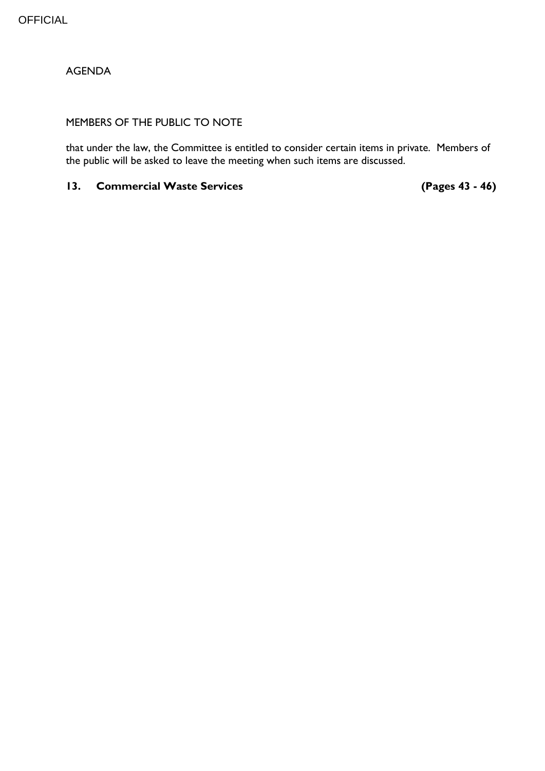AGENDA

MEMBERS OF THE PUBLIC TO NOTE

that under the law, the Committee is entitled to consider certain items in private. Members of the public will be asked to leave the meeting when such items are discussed.

**13. Commercial Waste Services** **(Pages 43 - 46)**